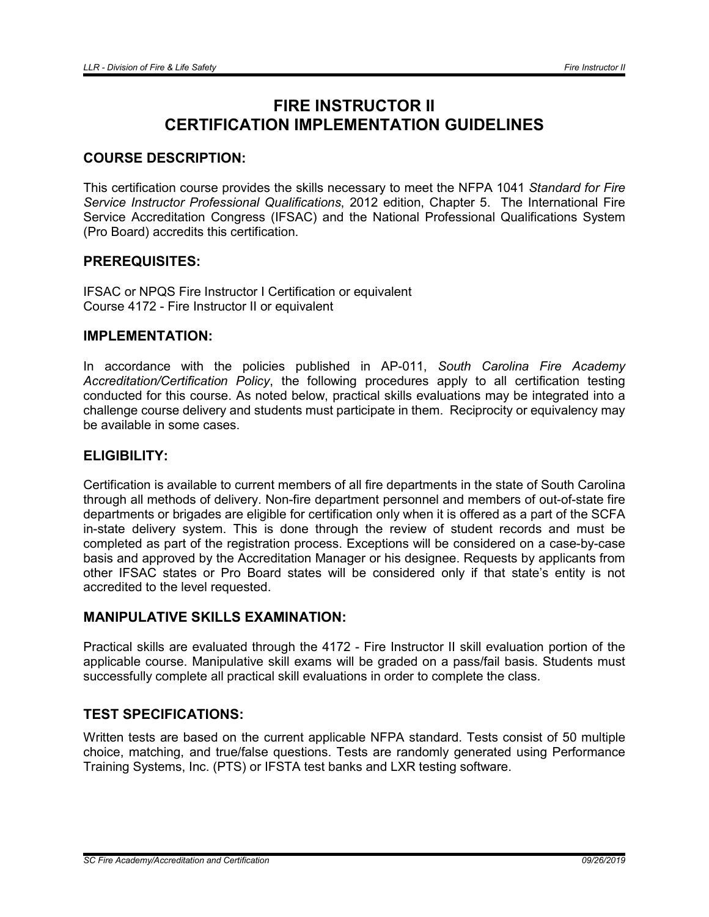# FIRE INSTRUCTOR II
# CERTIFICATION IMPLEMENTATION GUIDELINES

## COURSE DESCRIPTION:

This certification course provides the skills necessary to meet the NFPA 1041 *Standard for Fire Service Instructor Professional Qualifications*, 2012 edition, Chapter 5. The International Fire Service Accreditation Congress (IFSAC) and the National Professional Qualifications System (Pro Board) accredits this certification.

## PREREQUISITES:

IFSAC or NPQS Fire Instructor I Certification or equivalent
Course 4172 - Fire Instructor II or equivalent

## IMPLEMENTATION:

In accordance with the policies published in AP-011, *South Carolina Fire Academy Accreditation/Certification Policy*, the following procedures apply to all certification testing conducted for this course. As noted below, practical skills evaluations may be integrated into a challenge course delivery and students must participate in them. Reciprocity or equivalency may be available in some cases.

## ELIGIBILITY:

Certification is available to current members of all fire departments in the state of South Carolina through all methods of delivery. Non-fire department personnel and members of out-of-state fire departments or brigades are eligible for certification only when it is offered as a part of the SCFA in-state delivery system. This is done through the review of student records and must be completed as part of the registration process. Exceptions will be considered on a case-by-case basis and approved by the Accreditation Manager or his designee. Requests by applicants from other IFSAC states or Pro Board states will be considered only if that state's entity is not accredited to the level requested.

## MANIPULATIVE SKILLS EXAMINATION:

Practical skills are evaluated through the 4172 - Fire Instructor II skill evaluation portion of the applicable course. Manipulative skill exams will be graded on a pass/fail basis. Students must successfully complete all practical skill evaluations in order to complete the class.

## TEST SPECIFICATIONS:

Written tests are based on the current applicable NFPA standard. Tests consist of 50 multiple choice, matching, and true/false questions. Tests are randomly generated using Performance Training Systems, Inc. (PTS) or IFSTA test banks and LXR testing software.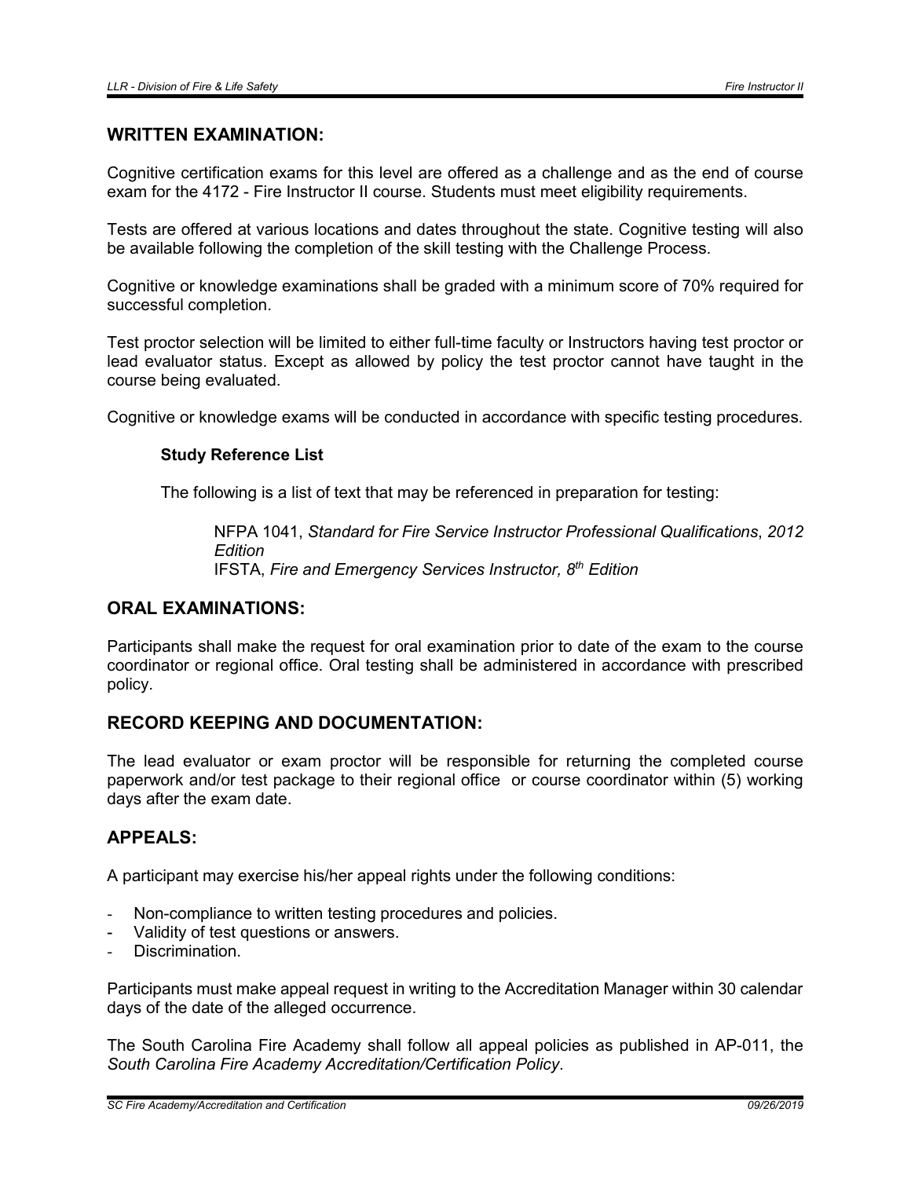## WRITTEN EXAMINATION:

Cognitive certification exams for this level are offered as a challenge and as the end of course exam for the 4172 - Fire Instructor II course. Students must meet eligibility requirements.

Tests are offered at various locations and dates throughout the state. Cognitive testing will also be available following the completion of the skill testing with the Challenge Process.

Cognitive or knowledge examinations shall be graded with a minimum score of 70% required for successful completion.

Test proctor selection will be limited to either full-time faculty or Instructors having test proctor or lead evaluator status. Except as allowed by policy the test proctor cannot have taught in the course being evaluated.

Cognitive or knowledge exams will be conducted in accordance with specific testing procedures.

### Study Reference List

The following is a list of text that may be referenced in preparation for testing:

NFPA 1041, *Standard for Fire Service Instructor Professional Qualifications*, *2012 Edition*
IFSTA, *Fire and Emergency Services Instructor, 8th Edition*

## ORAL EXAMINATIONS:

Participants shall make the request for oral examination prior to date of the exam to the course coordinator or regional office. Oral testing shall be administered in accordance with prescribed policy.

## RECORD KEEPING AND DOCUMENTATION:

The lead evaluator or exam proctor will be responsible for returning the completed course paperwork and/or test package to their regional office or course coordinator within (5) working days after the exam date.

## APPEALS:

A participant may exercise his/her appeal rights under the following conditions:

- Non-compliance to written testing procedures and policies.
- Validity of test questions or answers.
- Discrimination.

Participants must make appeal request in writing to the Accreditation Manager within 30 calendar days of the date of the alleged occurrence.

The South Carolina Fire Academy shall follow all appeal policies as published in AP-011, the *South Carolina Fire Academy Accreditation/Certification Policy*.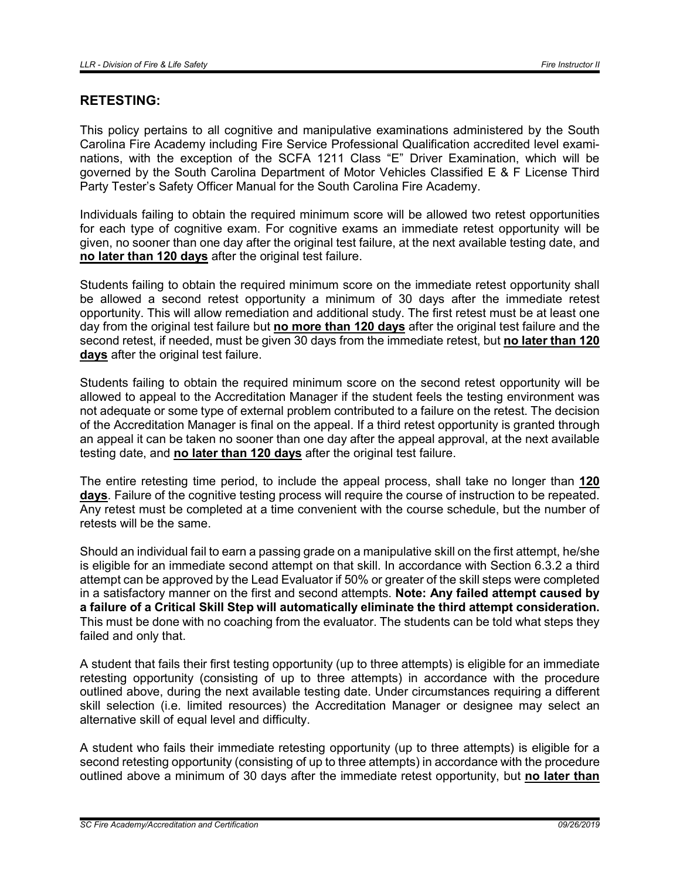## RETESTING:

This policy pertains to all cognitive and manipulative examinations administered by the South Carolina Fire Academy including Fire Service Professional Qualification accredited level examinations, with the exception of the SCFA 1211 Class "E" Driver Examination, which will be governed by the South Carolina Department of Motor Vehicles Classified E & F License Third Party Tester's Safety Officer Manual for the South Carolina Fire Academy.

Individuals failing to obtain the required minimum score will be allowed two retest opportunities for each type of cognitive exam. For cognitive exams an immediate retest opportunity will be given, no sooner than one day after the original test failure, at the next available testing date, and **no later than 120 days** after the original test failure.

Students failing to obtain the required minimum score on the immediate retest opportunity shall be allowed a second retest opportunity a minimum of 30 days after the immediate retest opportunity. This will allow remediation and additional study. The first retest must be at least one day from the original test failure but **no more than 120 days** after the original test failure and the second retest, if needed, must be given 30 days from the immediate retest, but **no later than 120 days** after the original test failure.

Students failing to obtain the required minimum score on the second retest opportunity will be allowed to appeal to the Accreditation Manager if the student feels the testing environment was not adequate or some type of external problem contributed to a failure on the retest. The decision of the Accreditation Manager is final on the appeal. If a third retest opportunity is granted through an appeal it can be taken no sooner than one day after the appeal approval, at the next available testing date, and **no later than 120 days** after the original test failure.

The entire retesting time period, to include the appeal process, shall take no longer than **120 days**. Failure of the cognitive testing process will require the course of instruction to be repeated. Any retest must be completed at a time convenient with the course schedule, but the number of retests will be the same.

Should an individual fail to earn a passing grade on a manipulative skill on the first attempt, he/she is eligible for an immediate second attempt on that skill. In accordance with Section 6.3.2 a third attempt can be approved by the Lead Evaluator if 50% or greater of the skill steps were completed in a satisfactory manner on the first and second attempts. **Note: Any failed attempt caused by a failure of a Critical Skill Step will automatically eliminate the third attempt consideration.** This must be done with no coaching from the evaluator. The students can be told what steps they failed and only that.

A student that fails their first testing opportunity (up to three attempts) is eligible for an immediate retesting opportunity (consisting of up to three attempts) in accordance with the procedure outlined above, during the next available testing date. Under circumstances requiring a different skill selection (i.e. limited resources) the Accreditation Manager or designee may select an alternative skill of equal level and difficulty.

A student who fails their immediate retesting opportunity (up to three attempts) is eligible for a second retesting opportunity (consisting of up to three attempts) in accordance with the procedure outlined above a minimum of 30 days after the immediate retest opportunity, but **no later than**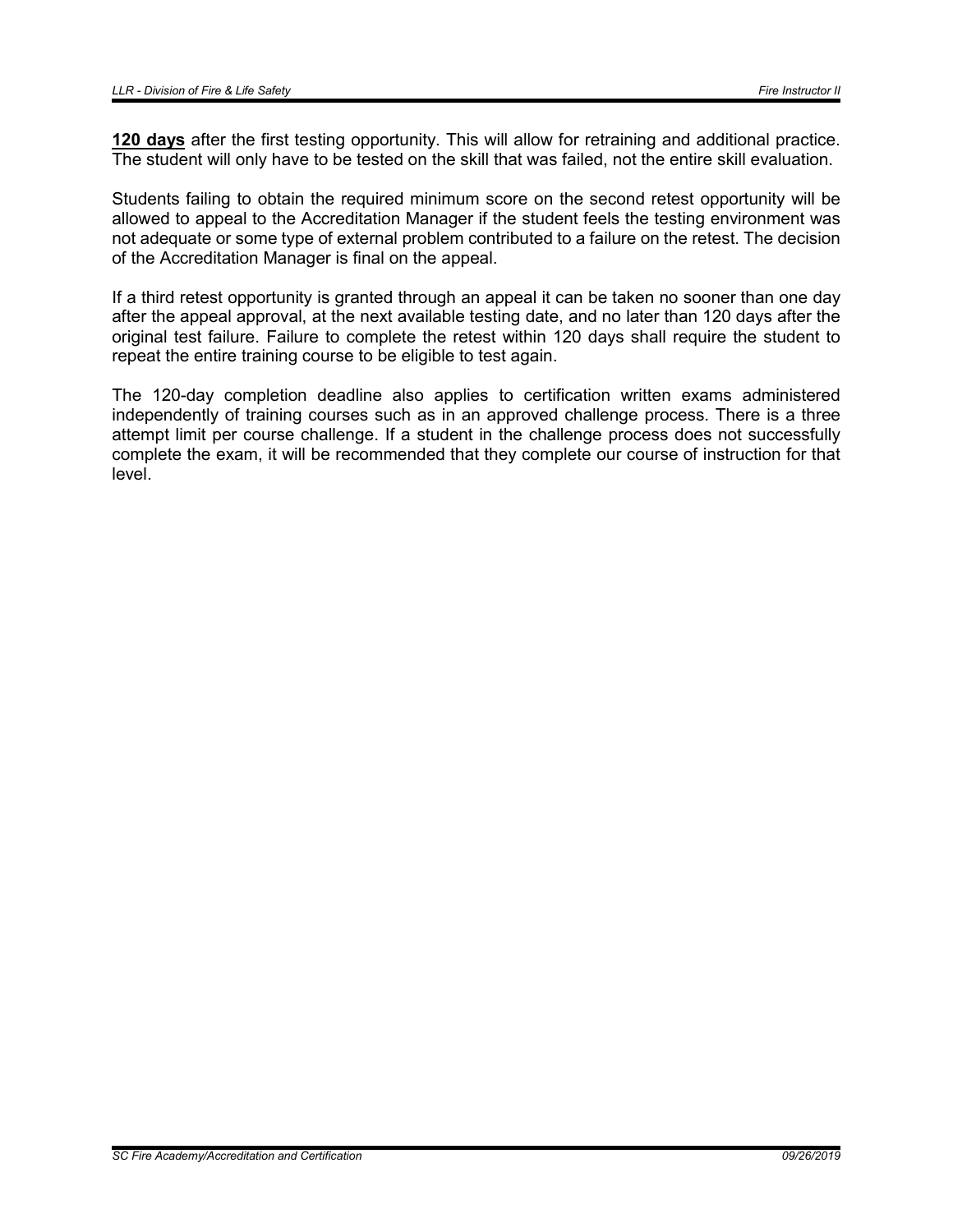**120 days** after the first testing opportunity. This will allow for retraining and additional practice. The student will only have to be tested on the skill that was failed, not the entire skill evaluation.

Students failing to obtain the required minimum score on the second retest opportunity will be allowed to appeal to the Accreditation Manager if the student feels the testing environment was not adequate or some type of external problem contributed to a failure on the retest. The decision of the Accreditation Manager is final on the appeal.

If a third retest opportunity is granted through an appeal it can be taken no sooner than one day after the appeal approval, at the next available testing date, and no later than 120 days after the original test failure. Failure to complete the retest within 120 days shall require the student to repeat the entire training course to be eligible to test again.

The 120-day completion deadline also applies to certification written exams administered independently of training courses such as in an approved challenge process. There is a three attempt limit per course challenge. If a student in the challenge process does not successfully complete the exam, it will be recommended that they complete our course of instruction for that level.